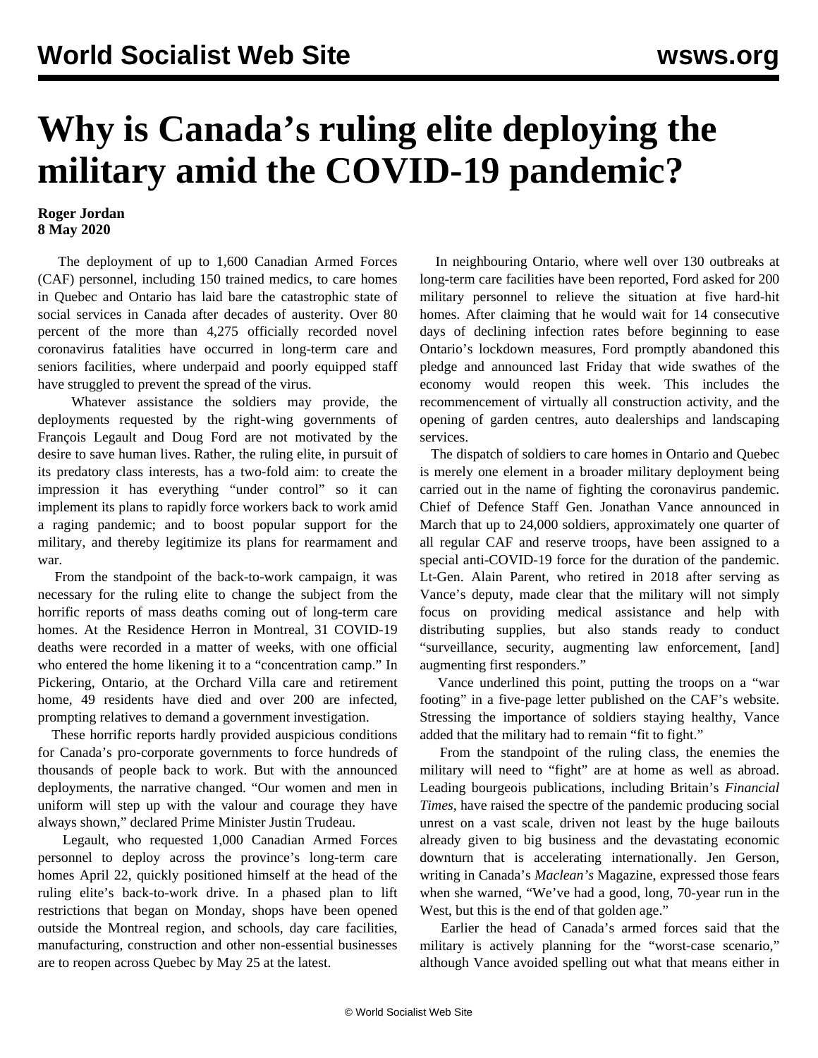# Why is Canada's ruling elite deploying the military amid the COVID-19 pandemic?

**Roger Jordan**
**8 May 2020**

The deployment of up to 1,600 Canadian Armed Forces (CAF) personnel, including 150 trained medics, to care homes in Quebec and Ontario has laid bare the catastrophic state of social services in Canada after decades of austerity. Over 80 percent of the more than 4,275 officially recorded novel coronavirus fatalities have occurred in long-term care and seniors facilities, where underpaid and poorly equipped staff have struggled to prevent the spread of the virus.

Whatever assistance the soldiers may provide, the deployments requested by the right-wing governments of François Legault and Doug Ford are not motivated by the desire to save human lives. Rather, the ruling elite, in pursuit of its predatory class interests, has a two-fold aim: to create the impression it has everything "under control" so it can implement its plans to rapidly force workers back to work amid a raging pandemic; and to boost popular support for the military, and thereby legitimize its plans for rearmament and war.

From the standpoint of the back-to-work campaign, it was necessary for the ruling elite to change the subject from the horrific reports of mass deaths coming out of long-term care homes. At the Residence Herron in Montreal, 31 COVID-19 deaths were recorded in a matter of weeks, with one official who entered the home likening it to a "concentration camp." In Pickering, Ontario, at the Orchard Villa care and retirement home, 49 residents have died and over 200 are infected, prompting relatives to demand a government investigation.

These horrific reports hardly provided auspicious conditions for Canada's pro-corporate governments to force hundreds of thousands of people back to work. But with the announced deployments, the narrative changed. "Our women and men in uniform will step up with the valour and courage they have always shown," declared Prime Minister Justin Trudeau.

Legault, who requested 1,000 Canadian Armed Forces personnel to deploy across the province's long-term care homes April 22, quickly positioned himself at the head of the ruling elite's back-to-work drive. In a phased plan to lift restrictions that began on Monday, shops have been opened outside the Montreal region, and schools, day care facilities, manufacturing, construction and other non-essential businesses are to reopen across Quebec by May 25 at the latest.

In neighbouring Ontario, where well over 130 outbreaks at long-term care facilities have been reported, Ford asked for 200 military personnel to relieve the situation at five hard-hit homes. After claiming that he would wait for 14 consecutive days of declining infection rates before beginning to ease Ontario's lockdown measures, Ford promptly abandoned this pledge and announced last Friday that wide swathes of the economy would reopen this week. This includes the recommencement of virtually all construction activity, and the opening of garden centres, auto dealerships and landscaping services.

The dispatch of soldiers to care homes in Ontario and Quebec is merely one element in a broader military deployment being carried out in the name of fighting the coronavirus pandemic. Chief of Defence Staff Gen. Jonathan Vance announced in March that up to 24,000 soldiers, approximately one quarter of all regular CAF and reserve troops, have been assigned to a special anti-COVID-19 force for the duration of the pandemic. Lt-Gen. Alain Parent, who retired in 2018 after serving as Vance's deputy, made clear that the military will not simply focus on providing medical assistance and help with distributing supplies, but also stands ready to conduct "surveillance, security, augmenting law enforcement, [and] augmenting first responders."

Vance underlined this point, putting the troops on a "war footing" in a five-page letter published on the CAF's website. Stressing the importance of soldiers staying healthy, Vance added that the military had to remain "fit to fight."

From the standpoint of the ruling class, the enemies the military will need to "fight" are at home as well as abroad. Leading bourgeois publications, including Britain's *Financial Times*, have raised the spectre of the pandemic producing social unrest on a vast scale, driven not least by the huge bailouts already given to big business and the devastating economic downturn that is accelerating internationally. Jen Gerson, writing in Canada's *Maclean's* Magazine, expressed those fears when she warned, "We've had a good, long, 70-year run in the West, but this is the end of that golden age."

Earlier the head of Canada's armed forces said that the military is actively planning for the "worst-case scenario," although Vance avoided spelling out what that means either in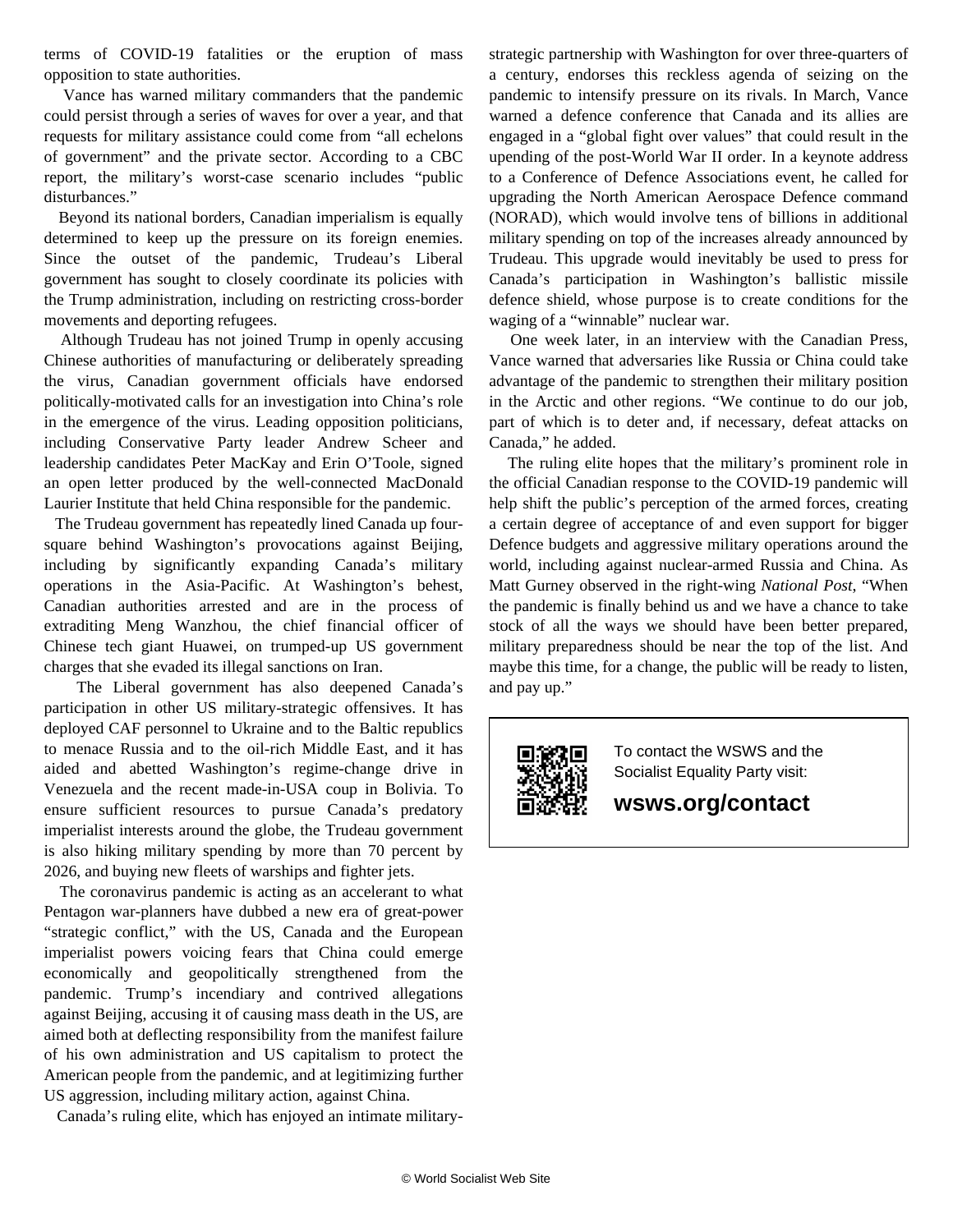terms of COVID-19 fatalities or the eruption of mass opposition to state authorities.

Vance has warned military commanders that the pandemic could persist through a series of waves for over a year, and that requests for military assistance could come from "all echelons of government" and the private sector. According to a CBC report, the military's worst-case scenario includes "public disturbances."

Beyond its national borders, Canadian imperialism is equally determined to keep up the pressure on its foreign enemies. Since the outset of the pandemic, Trudeau's Liberal government has sought to closely coordinate its policies with the Trump administration, including on restricting cross-border movements and deporting refugees.

Although Trudeau has not joined Trump in openly accusing Chinese authorities of manufacturing or deliberately spreading the virus, Canadian government officials have endorsed politically-motivated calls for an investigation into China's role in the emergence of the virus. Leading opposition politicians, including Conservative Party leader Andrew Scheer and leadership candidates Peter MacKay and Erin O'Toole, signed an open letter produced by the well-connected MacDonald Laurier Institute that held China responsible for the pandemic.

The Trudeau government has repeatedly lined Canada up four-square behind Washington's provocations against Beijing, including by significantly expanding Canada's military operations in the Asia-Pacific. At Washington's behest, Canadian authorities arrested and are in the process of extraditing Meng Wanzhou, the chief financial officer of Chinese tech giant Huawei, on trumped-up US government charges that she evaded its illegal sanctions on Iran.

The Liberal government has also deepened Canada's participation in other US military-strategic offensives. It has deployed CAF personnel to Ukraine and to the Baltic republics to menace Russia and to the oil-rich Middle East, and it has aided and abetted Washington's regime-change drive in Venezuela and the recent made-in-USA coup in Bolivia. To ensure sufficient resources to pursue Canada's predatory imperialist interests around the globe, the Trudeau government is also hiking military spending by more than 70 percent by 2026, and buying new fleets of warships and fighter jets.

The coronavirus pandemic is acting as an accelerant to what Pentagon war-planners have dubbed a new era of great-power "strategic conflict," with the US, Canada and the European imperialist powers voicing fears that China could emerge economically and geopolitically strengthened from the pandemic. Trump's incendiary and contrived allegations against Beijing, accusing it of causing mass death in the US, are aimed both at deflecting responsibility from the manifest failure of his own administration and US capitalism to protect the American people from the pandemic, and at legitimizing further US aggression, including military action, against China.

Canada's ruling elite, which has enjoyed an intimate military-strategic partnership with Washington for over three-quarters of a century, endorses this reckless agenda of seizing on the pandemic to intensify pressure on its rivals. In March, Vance warned a defence conference that Canada and its allies are engaged in a "global fight over values" that could result in the upending of the post-World War II order. In a keynote address to a Conference of Defence Associations event, he called for upgrading the North American Aerospace Defence command (NORAD), which would involve tens of billions in additional military spending on top of the increases already announced by Trudeau. This upgrade would inevitably be used to press for Canada's participation in Washington's ballistic missile defence shield, whose purpose is to create conditions for the waging of a "winnable" nuclear war.

One week later, in an interview with the Canadian Press, Vance warned that adversaries like Russia or China could take advantage of the pandemic to strengthen their military position in the Arctic and other regions. "We continue to do our job, part of which is to deter and, if necessary, defeat attacks on Canada," he added.

The ruling elite hopes that the military's prominent role in the official Canadian response to the COVID-19 pandemic will help shift the public's perception of the armed forces, creating a certain degree of acceptance of and even support for bigger Defence budgets and aggressive military operations around the world, including against nuclear-armed Russia and China. As Matt Gurney observed in the right-wing *National Post*, "When the pandemic is finally behind us and we have a chance to take stock of all the ways we should have been better prepared, military preparedness should be near the top of the list. And maybe this time, for a change, the public will be ready to listen, and pay up."

To contact the WSWS and the Socialist Equality Party visit:

**wsws.org/contact**